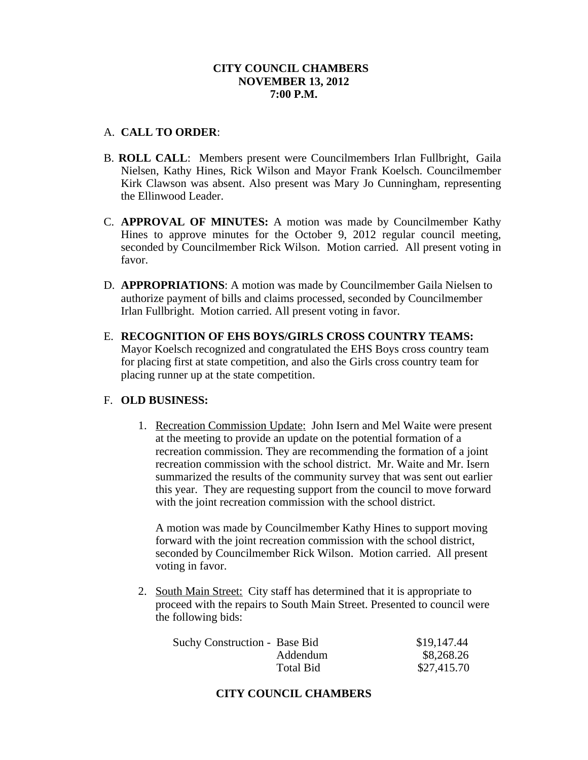**CITY COUNCIL CHAMBERS**
**NOVEMBER 13, 2012**
**7:00 P.M.**

A. **CALL TO ORDER**:

B. **ROLL CALL**: Members present were Councilmembers Irlan Fullbright, Gaila Nielsen, Kathy Hines, Rick Wilson and Mayor Frank Koelsch. Councilmember Kirk Clawson was absent. Also present was Mary Jo Cunningham, representing the Ellinwood Leader.

C. **APPROVAL OF MINUTES:** A motion was made by Councilmember Kathy Hines to approve minutes for the October 9, 2012 regular council meeting, seconded by Councilmember Rick Wilson. Motion carried. All present voting in favor.

D. **APPROPRIATIONS**: A motion was made by Councilmember Gaila Nielsen to authorize payment of bills and claims processed, seconded by Councilmember Irlan Fullbright. Motion carried. All present voting in favor.

E. **RECOGNITION OF EHS BOYS/GIRLS CROSS COUNTRY TEAMS:** Mayor Koelsch recognized and congratulated the EHS Boys cross country team for placing first at state competition, and also the Girls cross country team for placing runner up at the state competition.

F. **OLD BUSINESS:**

1. Recreation Commission Update: John Isern and Mel Waite were present at the meeting to provide an update on the potential formation of a recreation commission. They are recommending the formation of a joint recreation commission with the school district. Mr. Waite and Mr. Isern summarized the results of the community survey that was sent out earlier this year. They are requesting support from the council to move forward with the joint recreation commission with the school district.

   A motion was made by Councilmember Kathy Hines to support moving forward with the joint recreation commission with the school district, seconded by Councilmember Rick Wilson. Motion carried. All present voting in favor.

2. South Main Street: City staff has determined that it is appropriate to proceed with the repairs to South Main Street. Presented to council were the following bids:

| | | |
|---|---|---|
| Suchy Construction - | Base Bid | $19,147.44 |
| | Addendum | $8,268.26 |
| | Total Bid | $27,415.70 |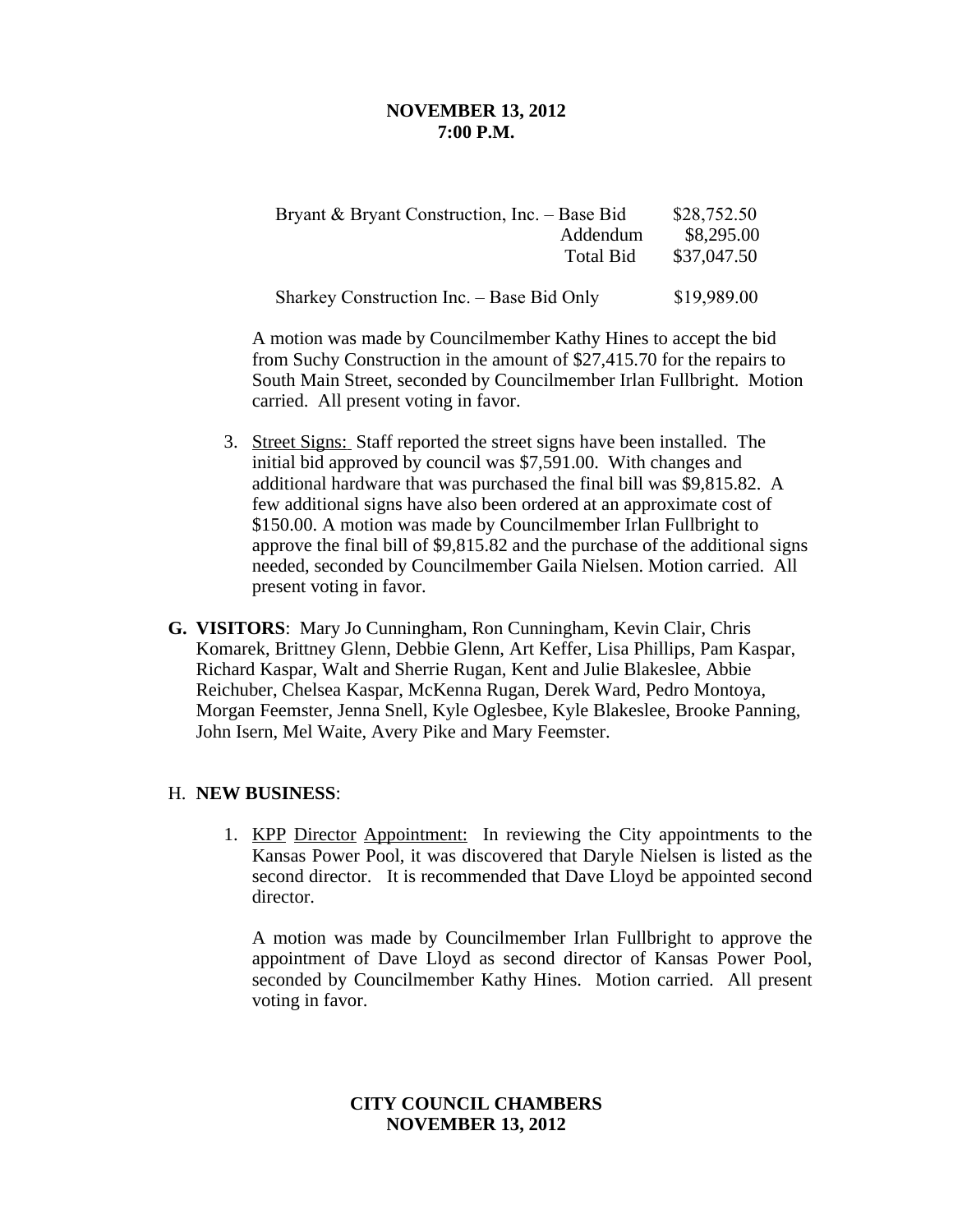| | | |
|---|---|---|
| Bryant & Bryant Construction, Inc. – Base Bid | | $28,752.50 |
| | Addendum | $8,295.00 |
| | Total Bid | $37,047.50 |
| Sharkey Construction Inc. – Base Bid Only | | $19,989.00 |

A motion was made by Councilmember Kathy Hines to accept the bid from Suchy Construction in the amount of $27,415.70 for the repairs to South Main Street, seconded by Councilmember Irlan Fullbright. Motion carried. All present voting in favor.

3. Street Signs: Staff reported the street signs have been installed. The initial bid approved by council was $7,591.00. With changes and additional hardware that was purchased the final bill was $9,815.82. A few additional signs have also been ordered at an approximate cost of $150.00. A motion was made by Councilmember Irlan Fullbright to approve the final bill of $9,815.82 and the purchase of the additional signs needed, seconded by Councilmember Gaila Nielsen. Motion carried. All present voting in favor.

**G. VISITORS**: Mary Jo Cunningham, Ron Cunningham, Kevin Clair, Chris Komarek, Brittney Glenn, Debbie Glenn, Art Keffer, Lisa Phillips, Pam Kaspar, Richard Kaspar, Walt and Sherrie Rugan, Kent and Julie Blakeslee, Abbie Reichuber, Chelsea Kaspar, McKenna Rugan, Derek Ward, Pedro Montoya, Morgan Feemster, Jenna Snell, Kyle Oglesbee, Kyle Blakeslee, Brooke Panning, John Isern, Mel Waite, Avery Pike and Mary Feemster.

H. **NEW BUSINESS**:

1. KPP Director Appointment: In reviewing the City appointments to the Kansas Power Pool, it was discovered that Daryle Nielsen is listed as the second director. It is recommended that Dave Lloyd be appointed second director.

   A motion was made by Councilmember Irlan Fullbright to approve the appointment of Dave Lloyd as second director of Kansas Power Pool, seconded by Councilmember Kathy Hines. Motion carried. All present voting in favor.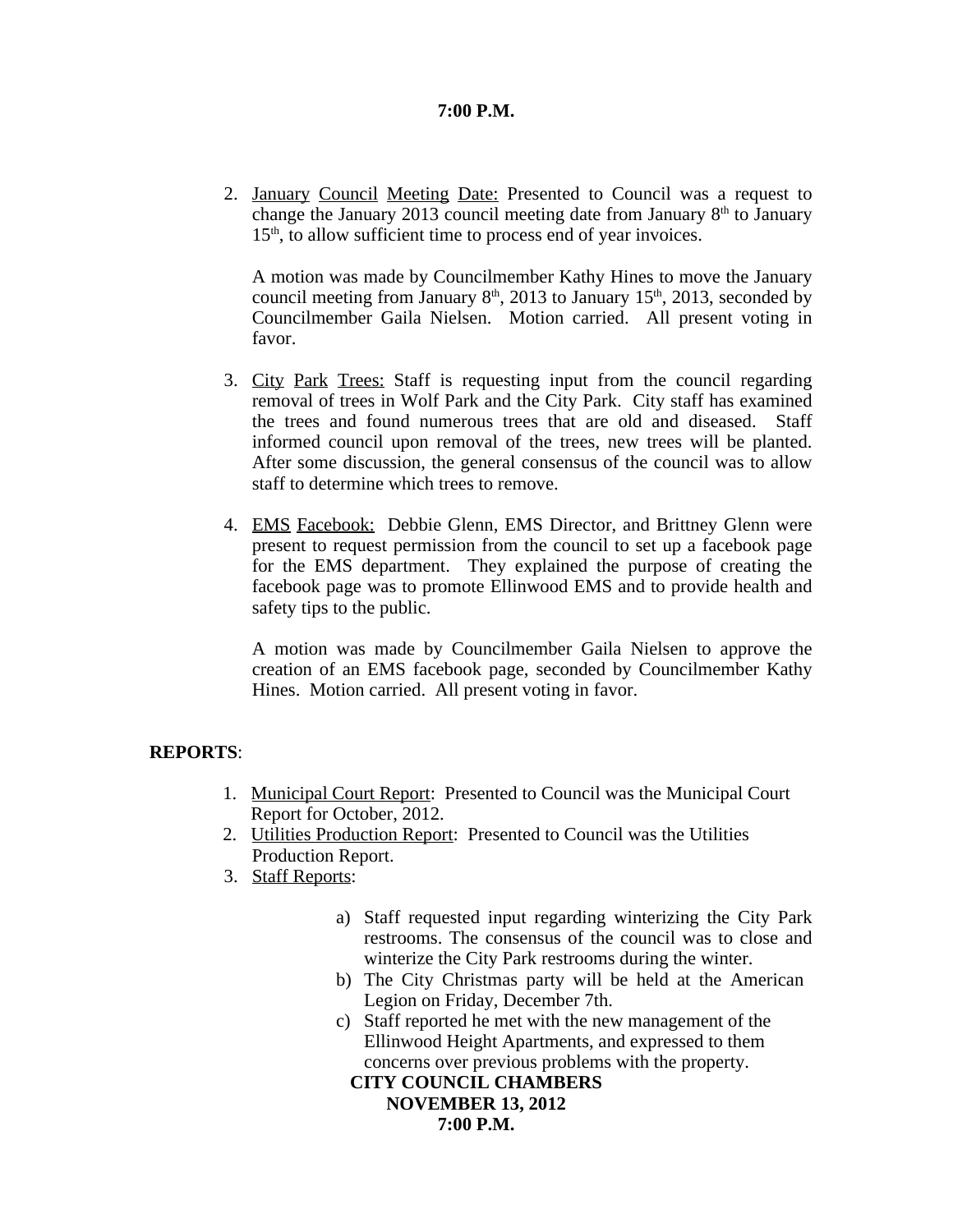2. January Council Meeting Date: Presented to Council was a request to change the January 2013 council meeting date from January 8th to January 15th, to allow sufficient time to process end of year invoices.

   A motion was made by Councilmember Kathy Hines to move the January council meeting from January 8th, 2013 to January 15th, 2013, seconded by Councilmember Gaila Nielsen. Motion carried. All present voting in favor.

3. City Park Trees: Staff is requesting input from the council regarding removal of trees in Wolf Park and the City Park. City staff has examined the trees and found numerous trees that are old and diseased. Staff informed council upon removal of the trees, new trees will be planted. After some discussion, the general consensus of the council was to allow staff to determine which trees to remove.

4. EMS Facebook: Debbie Glenn, EMS Director, and Brittney Glenn were present to request permission from the council to set up a facebook page for the EMS department. They explained the purpose of creating the facebook page was to promote Ellinwood EMS and to provide health and safety tips to the public.

   A motion was made by Councilmember Gaila Nielsen to approve the creation of an EMS facebook page, seconded by Councilmember Kathy Hines. Motion carried. All present voting in favor.

**REPORTS**:

1. Municipal Court Report: Presented to Council was the Municipal Court Report for October, 2012.
2. Utilities Production Report: Presented to Council was the Utilities Production Report.
3. Staff Reports:

   a) Staff requested input regarding winterizing the City Park restrooms. The consensus of the council was to close and winterize the City Park restrooms during the winter.
   b) The City Christmas party will be held at the American Legion on Friday, December 7th.
   c) Staff reported he met with the new management of the Ellinwood Height Apartments, and expressed to them concerns over previous problems with the property.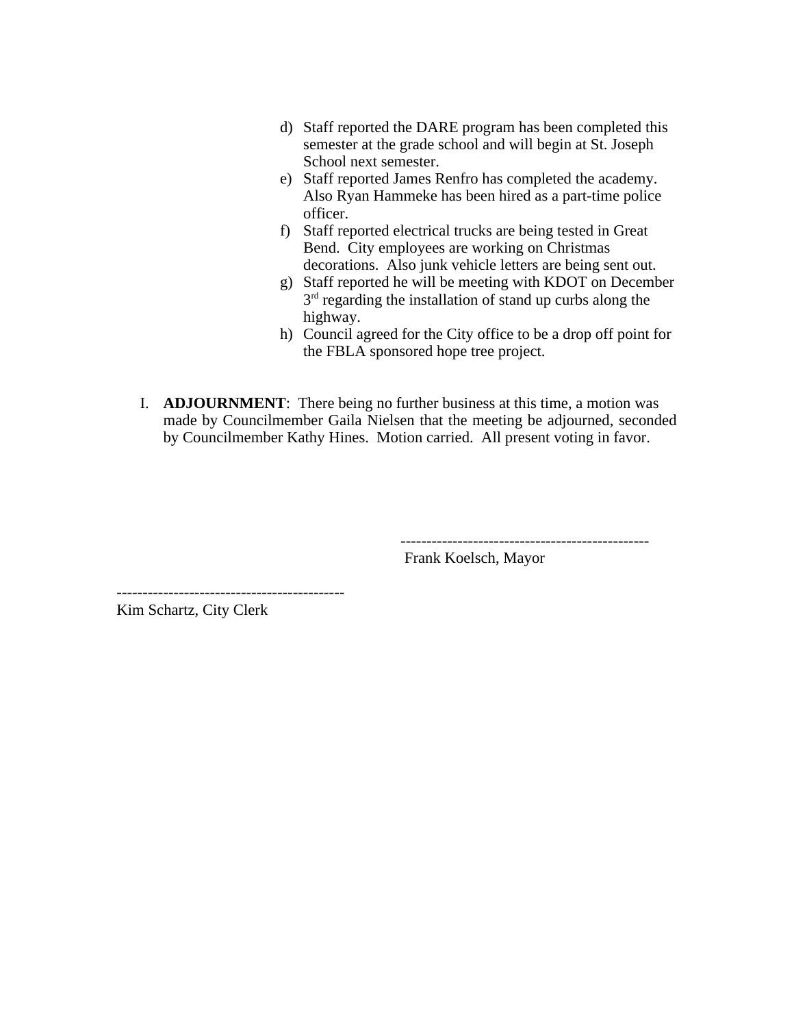d) Staff reported the DARE program has been completed this semester at the grade school and will begin at St. Joseph School next semester.
e) Staff reported James Renfro has completed the academy. Also Ryan Hammeke has been hired as a part-time police officer.
f) Staff reported electrical trucks are being tested in Great Bend. City employees are working on Christmas decorations. Also junk vehicle letters are being sent out.
g) Staff reported he will be meeting with KDOT on December 3rd regarding the installation of stand up curbs along the highway.
h) Council agreed for the City office to be a drop off point for the FBLA sponsored hope tree project.

I. **ADJOURNMENT**: There being no further business at this time, a motion was made by Councilmember Gaila Nielsen that the meeting be adjourned, seconded by Councilmember Kathy Hines. Motion carried. All present voting in favor.

-----------------------------------------------
Frank Koelsch, Mayor

--------------------------------------------
Kim Schartz, City Clerk